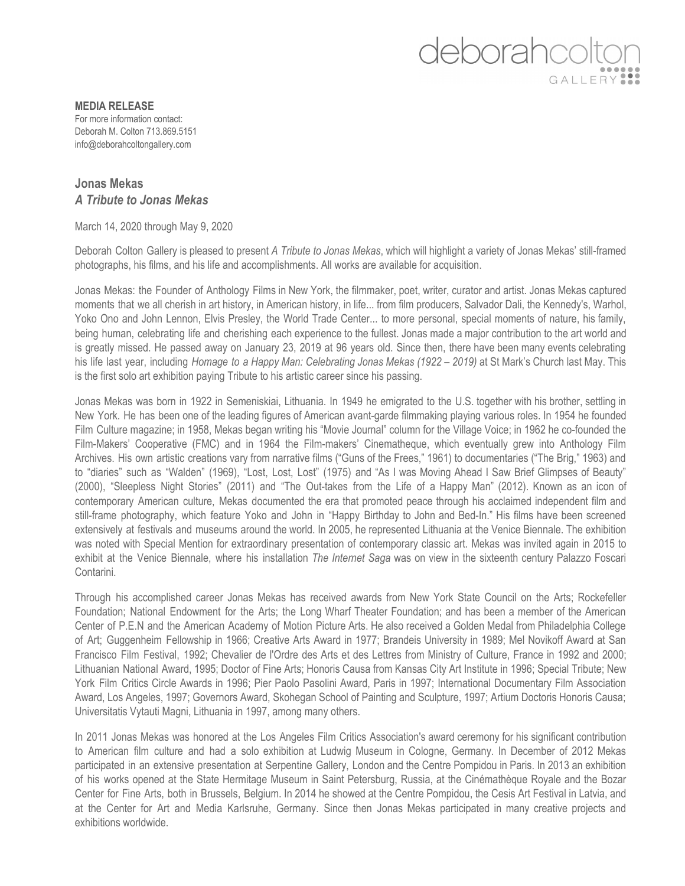deborahcolton GALLERY

**MEDIA RELEASE**
For more information contact:
Deborah M. Colton 713.869.5151
info@deborahcoltongallery.com

## Jonas Mekas
### *A Tribute to Jonas Mekas*

March 14, 2020 through May 9, 2020

Deborah Colton Gallery is pleased to present *A Tribute to Jonas Mekas*, which will highlight a variety of Jonas Mekas' still-framed photographs, his films, and his life and accomplishments. All works are available for acquisition.

Jonas Mekas: the Founder of Anthology Films in New York, the filmmaker, poet, writer, curator and artist. Jonas Mekas captured moments that we all cherish in art history, in American history, in life... from film producers, Salvador Dali, the Kennedy's, Warhol, Yoko Ono and John Lennon, Elvis Presley, the World Trade Center... to more personal, special moments of nature, his family, being human, celebrating life and cherishing each experience to the fullest. Jonas made a major contribution to the art world and is greatly missed. He passed away on January 23, 2019 at 96 years old. Since then, there have been many events celebrating his life last year, including *Homage to a Happy Man: Celebrating Jonas Mekas (1922 – 2019)* at St Mark's Church last May. This is the first solo art exhibition paying Tribute to his artistic career since his passing.

Jonas Mekas was born in 1922 in Semeniskiai, Lithuania. In 1949 he emigrated to the U.S. together with his brother, settling in New York. He has been one of the leading figures of American avant-garde filmmaking playing various roles. In 1954 he founded Film Culture magazine; in 1958, Mekas began writing his "Movie Journal" column for the Village Voice; in 1962 he co-founded the Film-Makers' Cooperative (FMC) and in 1964 the Film-makers' Cinematheque, which eventually grew into Anthology Film Archives. His own artistic creations vary from narrative films ("Guns of the Frees," 1961) to documentaries ("The Brig," 1963) and to "diaries" such as "Walden" (1969), "Lost, Lost, Lost" (1975) and "As I was Moving Ahead I Saw Brief Glimpses of Beauty" (2000), "Sleepless Night Stories" (2011) and "The Out-takes from the Life of a Happy Man" (2012). Known as an icon of contemporary American culture, Mekas documented the era that promoted peace through his acclaimed independent film and still-frame photography, which feature Yoko and John in "Happy Birthday to John and Bed-In." His films have been screened extensively at festivals and museums around the world. In 2005, he represented Lithuania at the Venice Biennale. The exhibition was noted with Special Mention for extraordinary presentation of contemporary classic art. Mekas was invited again in 2015 to exhibit at the Venice Biennale, where his installation *The Internet Saga* was on view in the sixteenth century Palazzo Foscari Contarini.

Through his accomplished career Jonas Mekas has received awards from New York State Council on the Arts; Rockefeller Foundation; National Endowment for the Arts; the Long Wharf Theater Foundation; and has been a member of the American Center of P.E.N and the American Academy of Motion Picture Arts. He also received a Golden Medal from Philadelphia College of Art; Guggenheim Fellowship in 1966; Creative Arts Award in 1977; Brandeis University in 1989; Mel Novikoff Award at San Francisco Film Festival, 1992; Chevalier de l'Ordre des Arts et des Lettres from Ministry of Culture, France in 1992 and 2000; Lithuanian National Award, 1995; Doctor of Fine Arts; Honoris Causa from Kansas City Art Institute in 1996; Special Tribute; New York Film Critics Circle Awards in 1996; Pier Paolo Pasolini Award, Paris in 1997; International Documentary Film Association Award, Los Angeles, 1997; Governors Award, Skohegan School of Painting and Sculpture, 1997; Artium Doctoris Honoris Causa; Universitatis Vytauti Magni, Lithuania in 1997, among many others.

In 2011 Jonas Mekas was honored at the Los Angeles Film Critics Association's award ceremony for his significant contribution to American film culture and had a solo exhibition at Ludwig Museum in Cologne, Germany. In December of 2012 Mekas participated in an extensive presentation at Serpentine Gallery, London and the Centre Pompidou in Paris. In 2013 an exhibition of his works opened at the State Hermitage Museum in Saint Petersburg, Russia, at the Cinémathèque Royale and the Bozar Center for Fine Arts, both in Brussels, Belgium. In 2014 he showed at the Centre Pompidou, the Cesis Art Festival in Latvia, and at the Center for Art and Media Karlsruhe, Germany. Since then Jonas Mekas participated in many creative projects and exhibitions worldwide.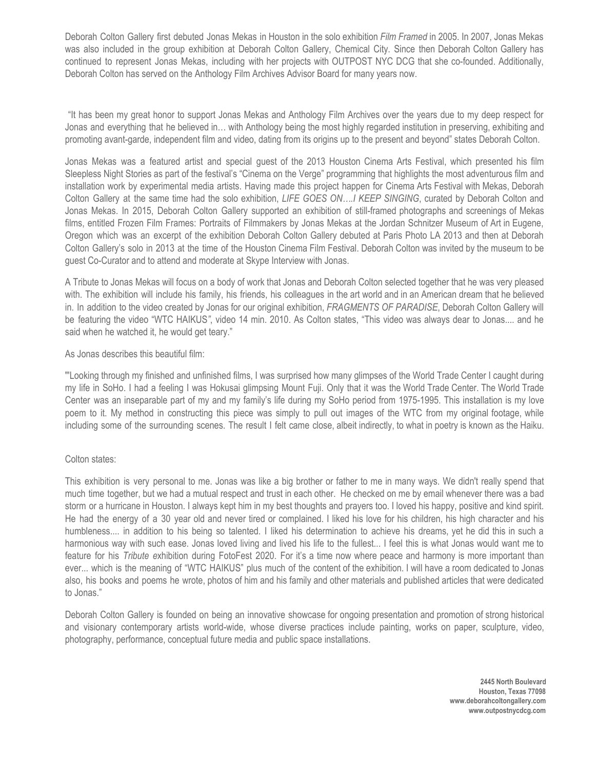Deborah Colton Gallery first debuted Jonas Mekas in Houston in the solo exhibition *Film Framed* in 2005. In 2007, Jonas Mekas was also included in the group exhibition at Deborah Colton Gallery, Chemical City. Since then Deborah Colton Gallery has continued to represent Jonas Mekas, including with her projects with OUTPOST NYC DCG that she co-founded. Additionally, Deborah Colton has served on the Anthology Film Archives Advisor Board for many years now.

"It has been my great honor to support Jonas Mekas and Anthology Film Archives over the years due to my deep respect for Jonas and everything that he believed in… with Anthology being the most highly regarded institution in preserving, exhibiting and promoting avant-garde, independent film and video, dating from its origins up to the present and beyond" states Deborah Colton.

Jonas Mekas was a featured artist and special guest of the 2013 Houston Cinema Arts Festival, which presented his film Sleepless Night Stories as part of the festival's "Cinema on the Verge" programming that highlights the most adventurous film and installation work by experimental media artists. Having made this project happen for Cinema Arts Festival with Mekas, Deborah Colton Gallery at the same time had the solo exhibition, *LIFE GOES ON….I KEEP SINGING*, curated by Deborah Colton and Jonas Mekas. In 2015, Deborah Colton Gallery supported an exhibition of still-framed photographs and screenings of Mekas films, entitled Frozen Film Frames: Portraits of Filmmakers by Jonas Mekas at the Jordan Schnitzer Museum of Art in Eugene, Oregon which was an excerpt of the exhibition Deborah Colton Gallery debuted at Paris Photo LA 2013 and then at Deborah Colton Gallery's solo in 2013 at the time of the Houston Cinema Film Festival. Deborah Colton was invited by the museum to be guest Co-Curator and to attend and moderate at Skype Interview with Jonas.

A Tribute to Jonas Mekas will focus on a body of work that Jonas and Deborah Colton selected together that he was very pleased with. The exhibition will include his family, his friends, his colleagues in the art world and in an American dream that he believed in. In addition to the video created by Jonas for our original exhibition, *FRAGMENTS OF PARADISE*, Deborah Colton Gallery will be featuring the video "WTC HAIKUS", video 14 min. 2010. As Colton states, "This video was always dear to Jonas.... and he said when he watched it, he would get teary."

As Jonas describes this beautiful film:

"'Looking through my finished and unfinished films, I was surprised how many glimpses of the World Trade Center I caught during my life in SoHo. I had a feeling I was Hokusai glimpsing Mount Fuji. Only that it was the World Trade Center. The World Trade Center was an inseparable part of my and my family's life during my SoHo period from 1975-1995. This installation is my love poem to it. My method in constructing this piece was simply to pull out images of the WTC from my original footage, while including some of the surrounding scenes. The result I felt came close, albeit indirectly, to what in poetry is known as the Haiku.

Colton states:

This exhibition is very personal to me. Jonas was like a big brother or father to me in many ways. We didn't really spend that much time together, but we had a mutual respect and trust in each other. He checked on me by email whenever there was a bad storm or a hurricane in Houston. I always kept him in my best thoughts and prayers too. I loved his happy, positive and kind spirit. He had the energy of a 30 year old and never tired or complained. I liked his love for his children, his high character and his humbleness.... in addition to his being so talented. I liked his determination to achieve his dreams, yet he did this in such a harmonious way with such ease. Jonas loved living and lived his life to the fullest... I feel this is what Jonas would want me to feature for his *Tribute e*xhibition during FotoFest 2020. For it's a time now where peace and harmony is more important than ever... which is the meaning of "WTC HAIKUS" plus much of the content of the exhibition. I will have a room dedicated to Jonas also, his books and poems he wrote, photos of him and his family and other materials and published articles that were dedicated to Jonas."

Deborah Colton Gallery is founded on being an innovative showcase for ongoing presentation and promotion of strong historical and visionary contemporary artists world-wide, whose diverse practices include painting, works on paper, sculpture, video, photography, performance, conceptual future media and public space installations.

**2445 North Boulevard**
**Houston, Texas 77098**
**www.deborahcoltongallery.com**
**www.outpostnycdcg.com**